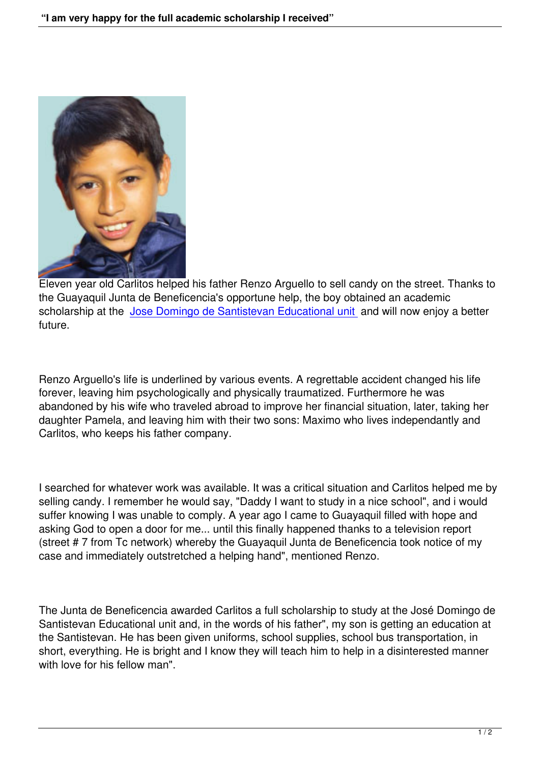Eleven year old Carlitos helped his father Renzo Arguello to sell candy on the street. Thanks to the Guayaquil Junta de Beneficencia's opportune help, the boy obtained an academic scholarship at the Jose Domingo de Santistevan Educational unit and will now enjoy a better future.

Renzo Arguello's life is underlined by various events. A regrettable accident changed his life forever, leaving him psychologically and physically traumatized. Furthermore he was abandoned by his wife who traveled abroad to improve her financial situation, later, taking her daughter Pamela, and leaving him with their two sons: Maximo who lives independantly and Carlitos, who keeps his father company.

I searched for whatever work was available. It was a critical situation and Carlitos helped me by selling candy. I remember he would say, "Daddy I want to study in a nice school", and i would suffer knowing I was unable to comply. A year ago I came to Guayaquil filled with hope and asking God to open a door for me... until this finally happened thanks to a television report (street # 7 from Tc network) whereby the Guayaquil Junta de Beneficencia took notice of my case and immediately outstretched a helping hand", mentioned Renzo.

The Junta de Beneficencia awarded Carlitos a full scholarship to study at the José Domingo de Santistevan Educational unit and, in the words of his father", my son is getting an education at the Santistevan. He has been given uniforms, school supplies, school bus transportation, in short, everything. He is bright and I know they will teach him to help in a disinterested manner with love for his fellow man".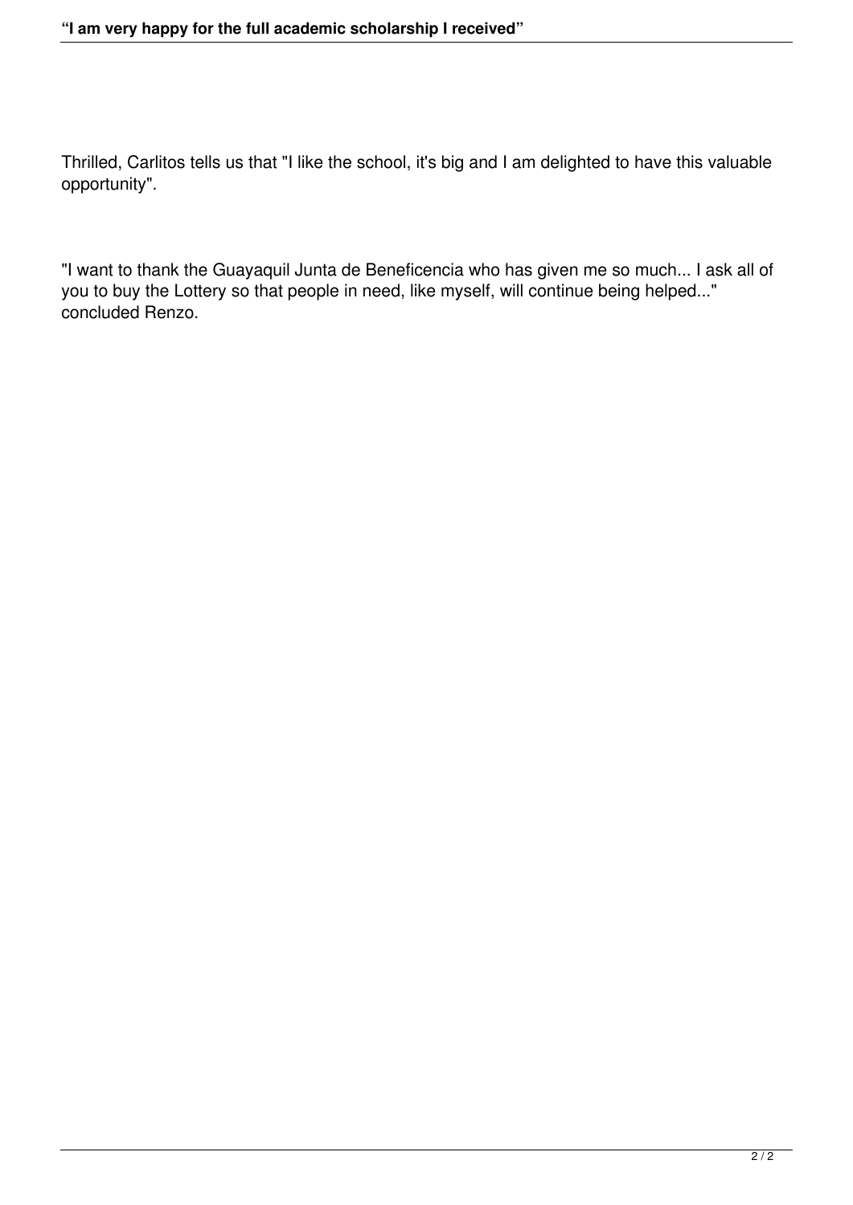Thrilled, Carlitos tells us that "I like the school, it's big and I am delighted to have this valuable opportunity".

"I want to thank the Guayaquil Junta de Beneficencia who has given me so much... I ask all of you to buy the Lottery so that people in need, like myself, will continue being helped..." concluded Renzo.